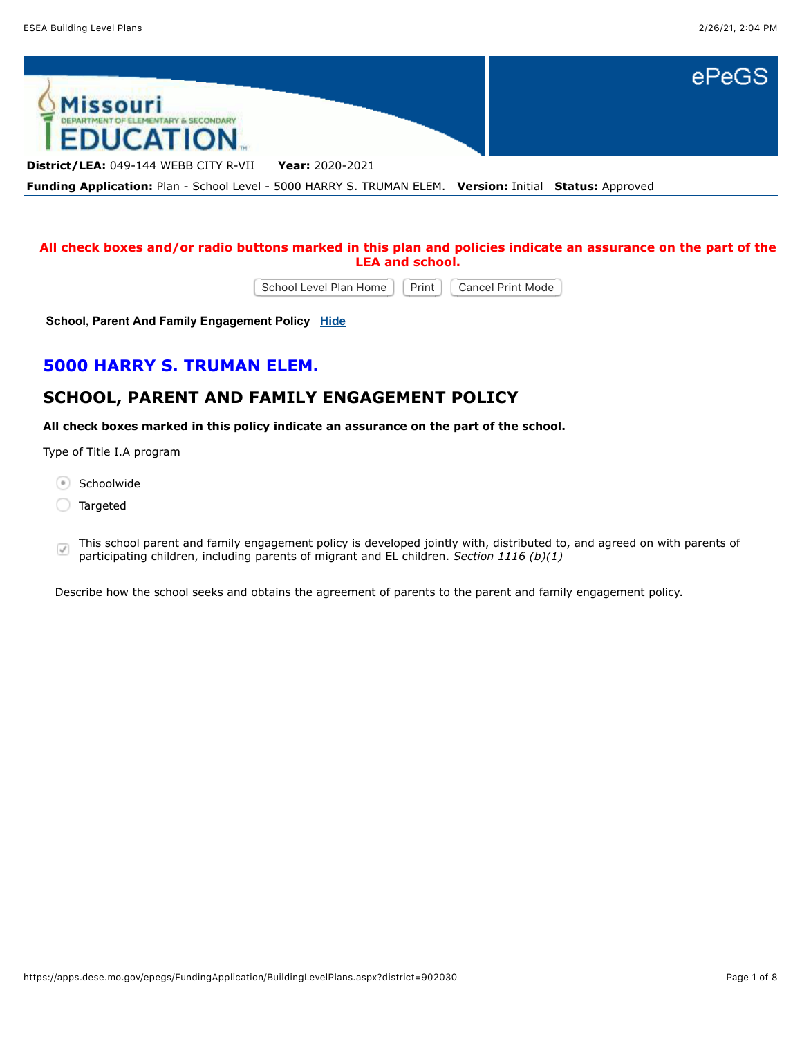**District/LEA:** 049-144 WEBB CITY R-VII **Year:** 2020-2021

**Funding Application:** Plan - School Level - 5000 HARRY S. TRUMAN ELEM. **Version:** Initial **Status:** Approved

**All check boxes and/or radio buttons marked in this plan and policies indicate an assurance on the part of the LEA and school.**

School Level Plan Home | Print | Cancel Print Mode

**School, Parent And Family Engagement Policy** Hide

## 5000 HARRY S. TRUMAN ELEM.

## SCHOOL, PARENT AND FAMILY ENGAGEMENT POLICY

**All check boxes marked in this policy indicate an assurance on the part of the school.**

Type of Title I.A program

- (•) Schoolwide
- ( ) Targeted

- [x] This school parent and family engagement policy is developed jointly with, distributed to, and agreed on with parents of participating children, including parents of migrant and EL children. *Section 1116 (b)(1)*

Describe how the school seeks and obtains the agreement of parents to the parent and family engagement policy.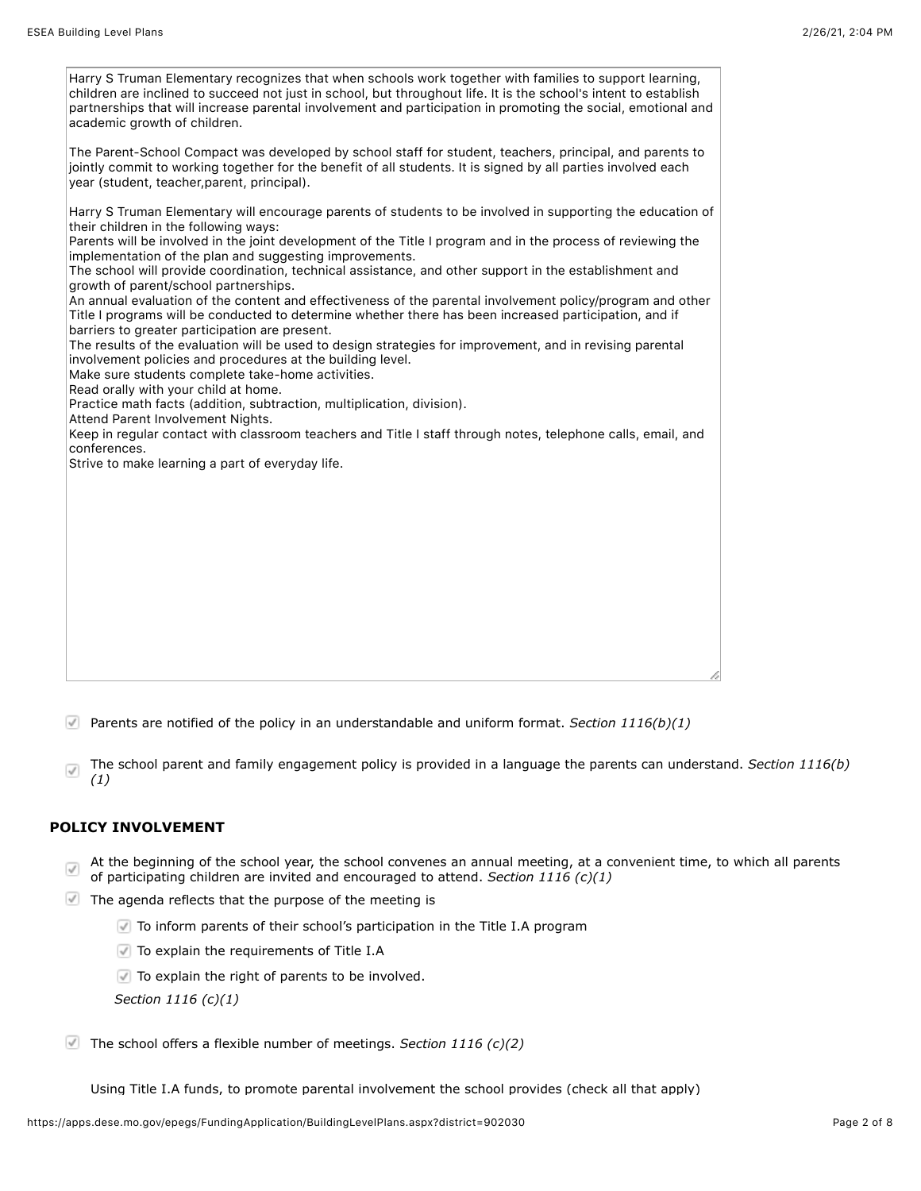Harry S Truman Elementary recognizes that when schools work together with families to support learning, children are inclined to succeed not just in school, but throughout life. It is the school's intent to establish partnerships that will increase parental involvement and participation in promoting the social, emotional and academic growth of children.

The Parent-School Compact was developed by school staff for student, teachers, principal, and parents to jointly commit to working together for the benefit of all students. It is signed by all parties involved each year (student, teacher,parent, principal).

Harry S Truman Elementary will encourage parents of students to be involved in supporting the education of their children in the following ways:
Parents will be involved in the joint development of the Title I program and in the process of reviewing the implementation of the plan and suggesting improvements.
The school will provide coordination, technical assistance, and other support in the establishment and growth of parent/school partnerships.
An annual evaluation of the content and effectiveness of the parental involvement policy/program and other Title I programs will be conducted to determine whether there has been increased participation, and if barriers to greater participation are present.
The results of the evaluation will be used to design strategies for improvement, and in revising parental involvement policies and procedures at the building level.
Make sure students complete take-home activities.
Read orally with your child at home.
Practice math facts (addition, subtraction, multiplication, division).
Attend Parent Involvement Nights.
Keep in regular contact with classroom teachers and Title I staff through notes, telephone calls, email, and conferences.
Strive to make learning a part of everyday life.

- [x] Parents are notified of the policy in an understandable and uniform format. *Section 1116(b)(1)*
- [x] The school parent and family engagement policy is provided in a language the parents can understand. *Section 1116(b)(1)*

## POLICY INVOLVEMENT

- [x] At the beginning of the school year, the school convenes an annual meeting, at a convenient time, to which all parents of participating children are invited and encouraged to attend. *Section 1116 (c)(1)*
- [x] The agenda reflects that the purpose of the meeting is
  - [x] To inform parents of their school's participation in the Title I.A program
  - [x] To explain the requirements of Title I.A
  - [x] To explain the right of parents to be involved.

  *Section 1116 (c)(1)*
- [x] The school offers a flexible number of meetings. *Section 1116 (c)(2)*

Using Title I.A funds, to promote parental involvement the school provides (check all that apply)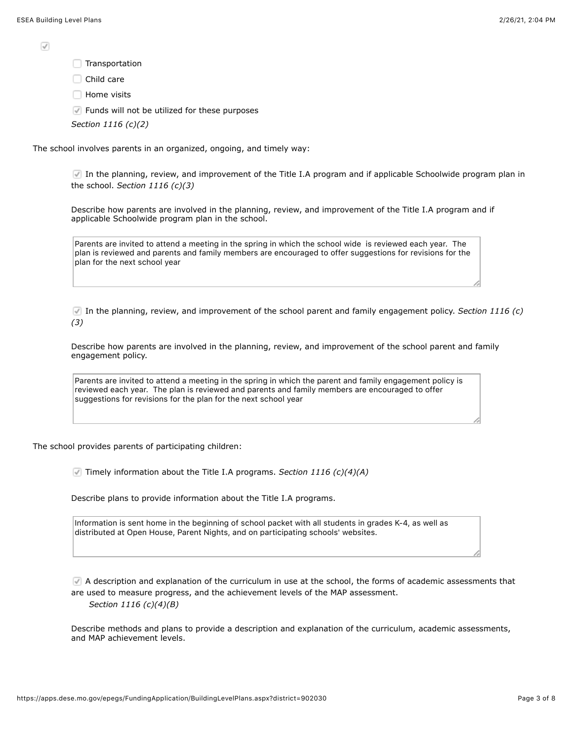- [x] 

- [ ] Transportation
- [ ] Child care
- [ ] Home visits
- [x] Funds will not be utilized for these purposes

*Section 1116 (c)(2)*

The school involves parents in an organized, ongoing, and timely way:

- [x] In the planning, review, and improvement of the Title I.A program and if applicable Schoolwide program plan in the school. *Section 1116 (c)(3)*

Describe how parents are involved in the planning, review, and improvement of the Title I.A program and if applicable Schoolwide program plan in the school.

> Parents are invited to attend a meeting in the spring in which the school wide is reviewed each year. The plan is reviewed and parents and family members are encouraged to offer suggestions for revisions for the plan for the next school year

- [x] In the planning, review, and improvement of the school parent and family engagement policy. *Section 1116 (c)(3)*

Describe how parents are involved in the planning, review, and improvement of the school parent and family engagement policy.

> Parents are invited to attend a meeting in the spring in which the parent and family engagement policy is reviewed each year. The plan is reviewed and parents and family members are encouraged to offer suggestions for revisions for the plan for the next school year

The school provides parents of participating children:

- [x] Timely information about the Title I.A programs. *Section 1116 (c)(4)(A)*

Describe plans to provide information about the Title I.A programs.

> Information is sent home in the beginning of school packet with all students in grades K-4, as well as distributed at Open House, Parent Nights, and on participating schools' websites.

- [x] A description and explanation of the curriculum in use at the school, the forms of academic assessments that are used to measure progress, and the achievement levels of the MAP assessment. *Section 1116 (c)(4)(B)*

Describe methods and plans to provide a description and explanation of the curriculum, academic assessments, and MAP achievement levels.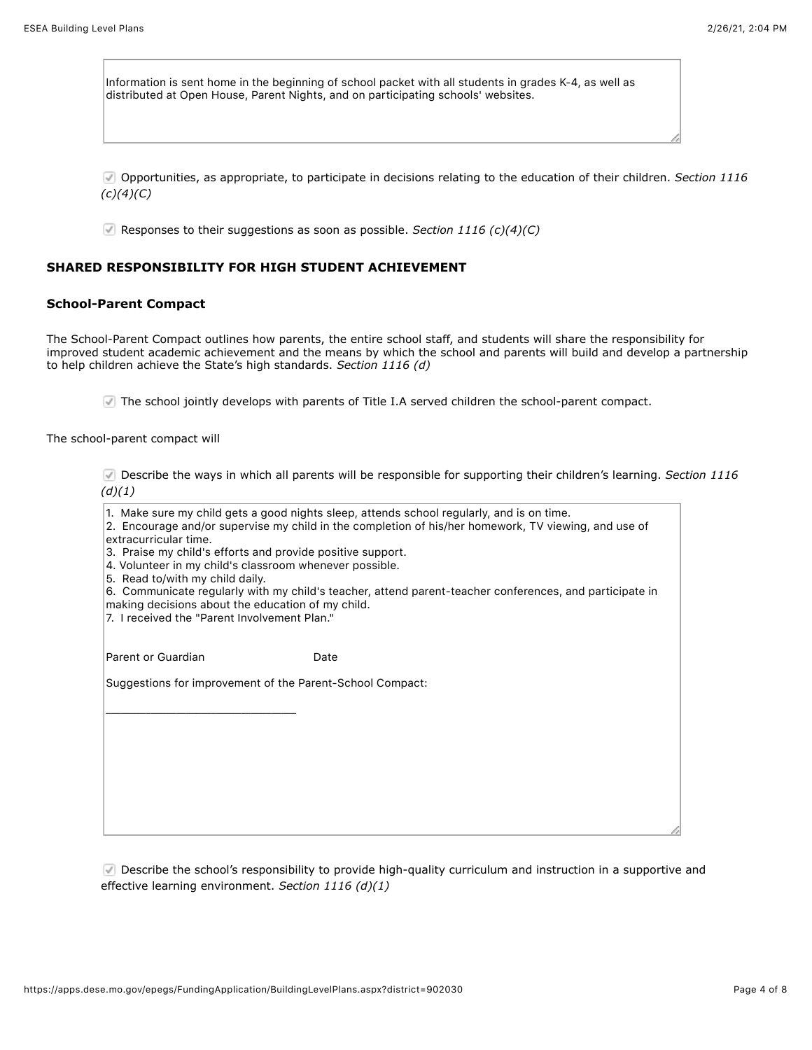Information is sent home in the beginning of school packet with all students in grades K-4, as well as distributed at Open House, Parent Nights, and on participating schools' websites.

☑ Opportunities, as appropriate, to participate in decisions relating to the education of their children. *Section 1116 (c)(4)(C)*

☑ Responses to their suggestions as soon as possible. *Section 1116 (c)(4)(C)*

## SHARED RESPONSIBILITY FOR HIGH STUDENT ACHIEVEMENT

### School-Parent Compact

The School-Parent Compact outlines how parents, the entire school staff, and students will share the responsibility for improved student academic achievement and the means by which the school and parents will build and develop a partnership to help children achieve the State's high standards. *Section 1116 (d)*

☑ The school jointly develops with parents of Title I.A served children the school-parent compact.

The school-parent compact will

☑ Describe the ways in which all parents will be responsible for supporting their children's learning. *Section 1116 (d)(1)*

1. Make sure my child gets a good nights sleep, attends school regularly, and is on time.
2. Encourage and/or supervise my child in the completion of his/her homework, TV viewing, and use of extracurricular time.
3. Praise my child's efforts and provide positive support.
4. Volunteer in my child's classroom whenever possible.
5. Read to/with my child daily.
6. Communicate regularly with my child's teacher, attend parent-teacher conferences, and participate in making decisions about the education of my child.
7. I received the "Parent Involvement Plan."

Parent or Guardian Date

Suggestions for improvement of the Parent-School Compact:

____________________________

☑ Describe the school's responsibility to provide high-quality curriculum and instruction in a supportive and effective learning environment. *Section 1116 (d)(1)*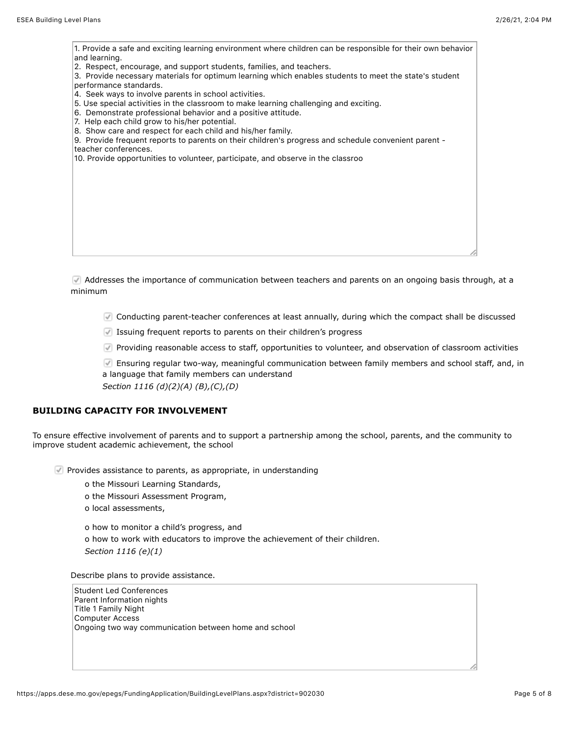1. Provide a safe and exciting learning environment where children can be responsible for their own behavior and learning.
2. Respect, encourage, and support students, families, and teachers.
3. Provide necessary materials for optimum learning which enables students to meet the state's student performance standards.
4. Seek ways to involve parents in school activities.
5. Use special activities in the classroom to make learning challenging and exciting.
6. Demonstrate professional behavior and a positive attitude.
7. Help each child grow to his/her potential.
8. Show care and respect for each child and his/her family.
9. Provide frequent reports to parents on their children's progress and schedule convenient parent - teacher conferences.
10. Provide opportunities to volunteer, participate, and observe in the classroo

☑ Addresses the importance of communication between teachers and parents on an ongoing basis through, at a minimum

- ☑ Conducting parent-teacher conferences at least annually, during which the compact shall be discussed
- ☑ Issuing frequent reports to parents on their children's progress
- ☑ Providing reasonable access to staff, opportunities to volunteer, and observation of classroom activities
- ☑ Ensuring regular two-way, meaningful communication between family members and school staff, and, in a language that family members can understand

*Section 1116 (d)(2)(A) (B),(C),(D)*

## BUILDING CAPACITY FOR INVOLVEMENT

To ensure effective involvement of parents and to support a partnership among the school, parents, and the community to improve student academic achievement, the school

☑ Provides assistance to parents, as appropriate, in understanding

- o the Missouri Learning Standards,
- o the Missouri Assessment Program,
- o local assessments,
- o how to monitor a child's progress, and
- o how to work with educators to improve the achievement of their children.

*Section 1116 (e)(1)*

Describe plans to provide assistance.

Student Led Conferences
Parent Information nights
Title 1 Family Night
Computer Access
Ongoing two way communication between home and school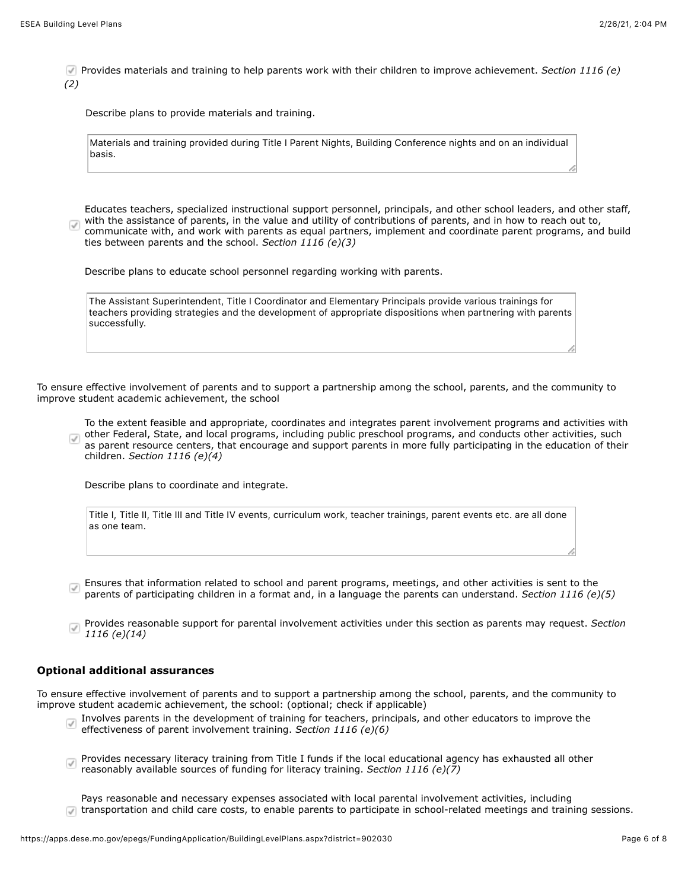- [x] Provides materials and training to help parents work with their children to improve achievement. *Section 1116 (e)(2)*

  Describe plans to provide materials and training.

  > Materials and training provided during Title I Parent Nights, Building Conference nights and on an individual basis.

- [x] Educates teachers, specialized instructional support personnel, principals, and other school leaders, and other staff, with the assistance of parents, in the value and utility of contributions of parents, and in how to reach out to, communicate with, and work with parents as equal partners, implement and coordinate parent programs, and build ties between parents and the school. *Section 1116 (e)(3)*

  Describe plans to educate school personnel regarding working with parents.

  > The Assistant Superintendent, Title I Coordinator and Elementary Principals provide various trainings for teachers providing strategies and the development of appropriate dispositions when partnering with parents successfully.

To ensure effective involvement of parents and to support a partnership among the school, parents, and the community to improve student academic achievement, the school

- [x] To the extent feasible and appropriate, coordinates and integrates parent involvement programs and activities with other Federal, State, and local programs, including public preschool programs, and conducts other activities, such as parent resource centers, that encourage and support parents in more fully participating in the education of their children. *Section 1116 (e)(4)*

  Describe plans to coordinate and integrate.

  > Title I, Title II, Title III and Title IV events, curriculum work, teacher trainings, parent events etc. are all done as one team.

- [x] Ensures that information related to school and parent programs, meetings, and other activities is sent to the parents of participating children in a format and, in a language the parents can understand. *Section 1116 (e)(5)*

- [x] Provides reasonable support for parental involvement activities under this section as parents may request. *Section 1116 (e)(14)*

### Optional additional assurances

To ensure effective involvement of parents and to support a partnership among the school, parents, and the community to improve student academic achievement, the school: (optional; check if applicable)

- [x] Involves parents in the development of training for teachers, principals, and other educators to improve the effectiveness of parent involvement training. *Section 1116 (e)(6)*

- [x] Provides necessary literacy training from Title I funds if the local educational agency has exhausted all other reasonably available sources of funding for literacy training. *Section 1116 (e)(7)*

- [x] Pays reasonable and necessary expenses associated with local parental involvement activities, including transportation and child care costs, to enable parents to participate in school-related meetings and training sessions.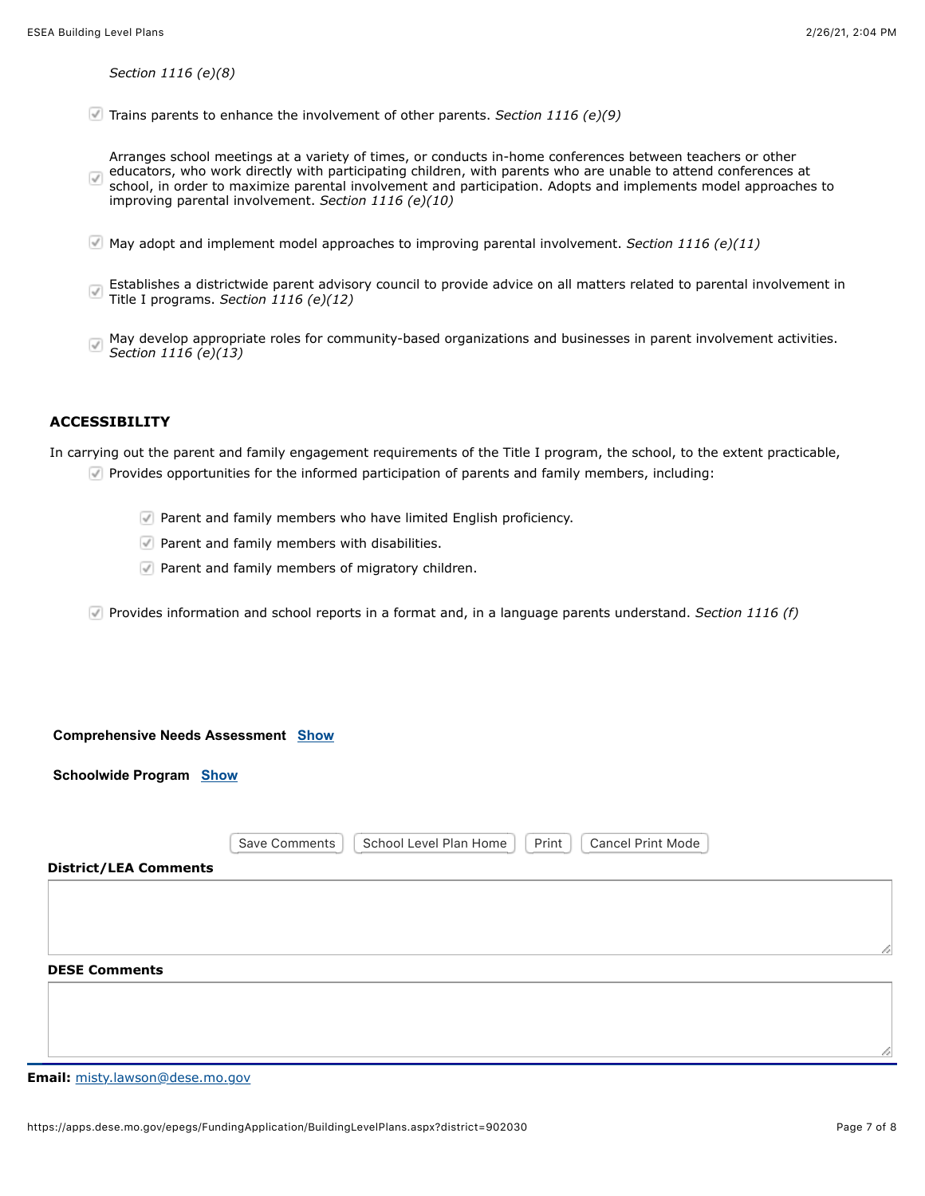*Section 1116 (e)(8)*

- [x] Trains parents to enhance the involvement of other parents. *Section 1116 (e)(9)*

- [x] Arranges school meetings at a variety of times, or conducts in-home conferences between teachers or other educators, who work directly with participating children, with parents who are unable to attend conferences at school, in order to maximize parental involvement and participation. Adopts and implements model approaches to improving parental involvement. *Section 1116 (e)(10)*

- [x] May adopt and implement model approaches to improving parental involvement. *Section 1116 (e)(11)*

- [x] Establishes a districtwide parent advisory council to provide advice on all matters related to parental involvement in Title I programs. *Section 1116 (e)(12)*

- [x] May develop appropriate roles for community-based organizations and businesses in parent involvement activities. *Section 1116 (e)(13)*

### ACCESSIBILITY

In carrying out the parent and family engagement requirements of the Title I program, the school, to the extent practicable,

- [x] Provides opportunities for the informed participation of parents and family members, including:
  - [x] Parent and family members who have limited English proficiency.
  - [x] Parent and family members with disabilities.
  - [x] Parent and family members of migratory children.

- [x] Provides information and school reports in a format and, in a language parents understand. *Section 1116 (f)*

**Comprehensive Needs Assessment** Show

**Schoolwide Program** Show

Save Comments | School Level Plan Home | Print | Cancel Print Mode

**District/LEA Comments**

**DESE Comments**

**Email:** misty.lawson@dese.mo.gov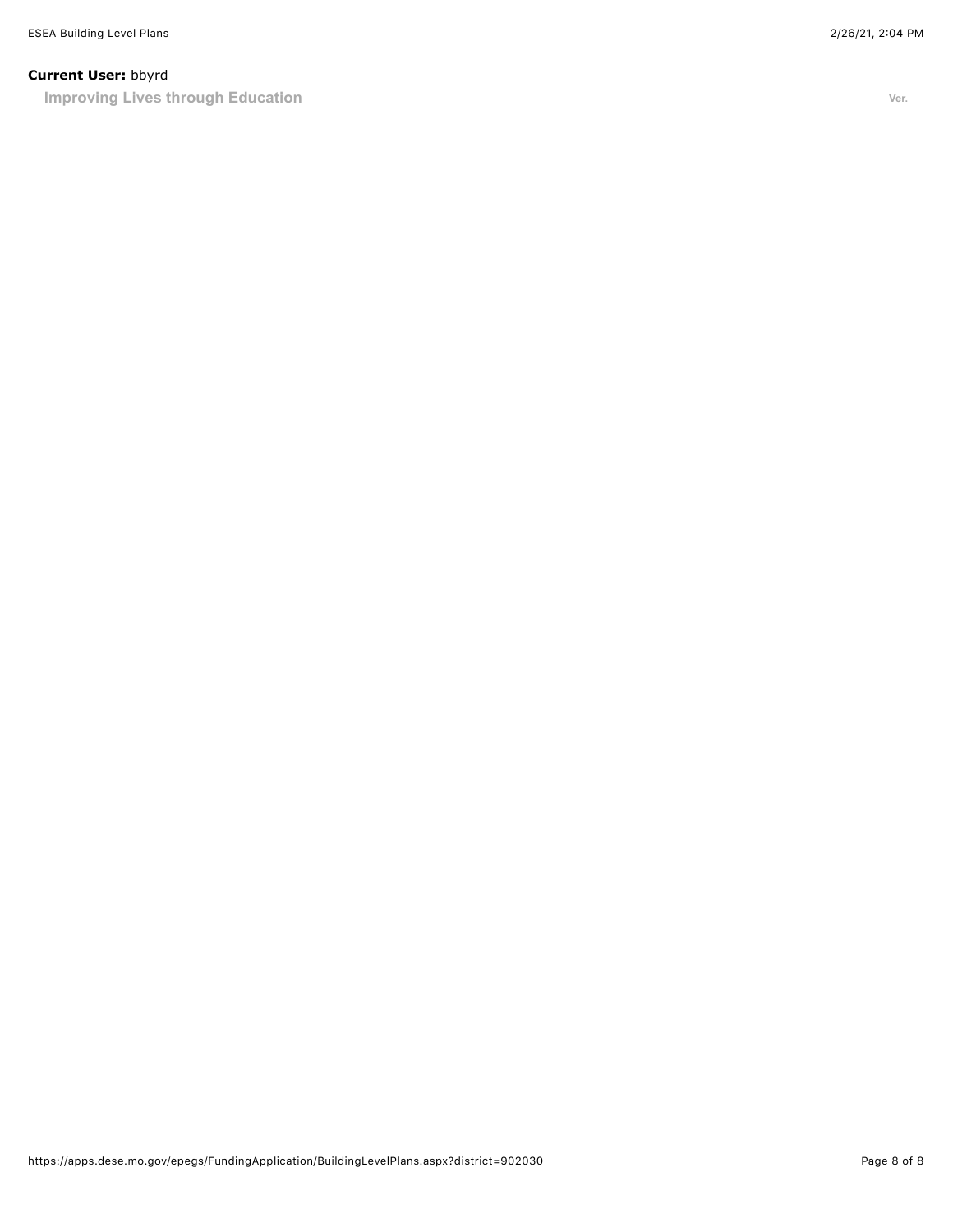**Current User:** bbyrd

**Improving Lives through Education**

Ver.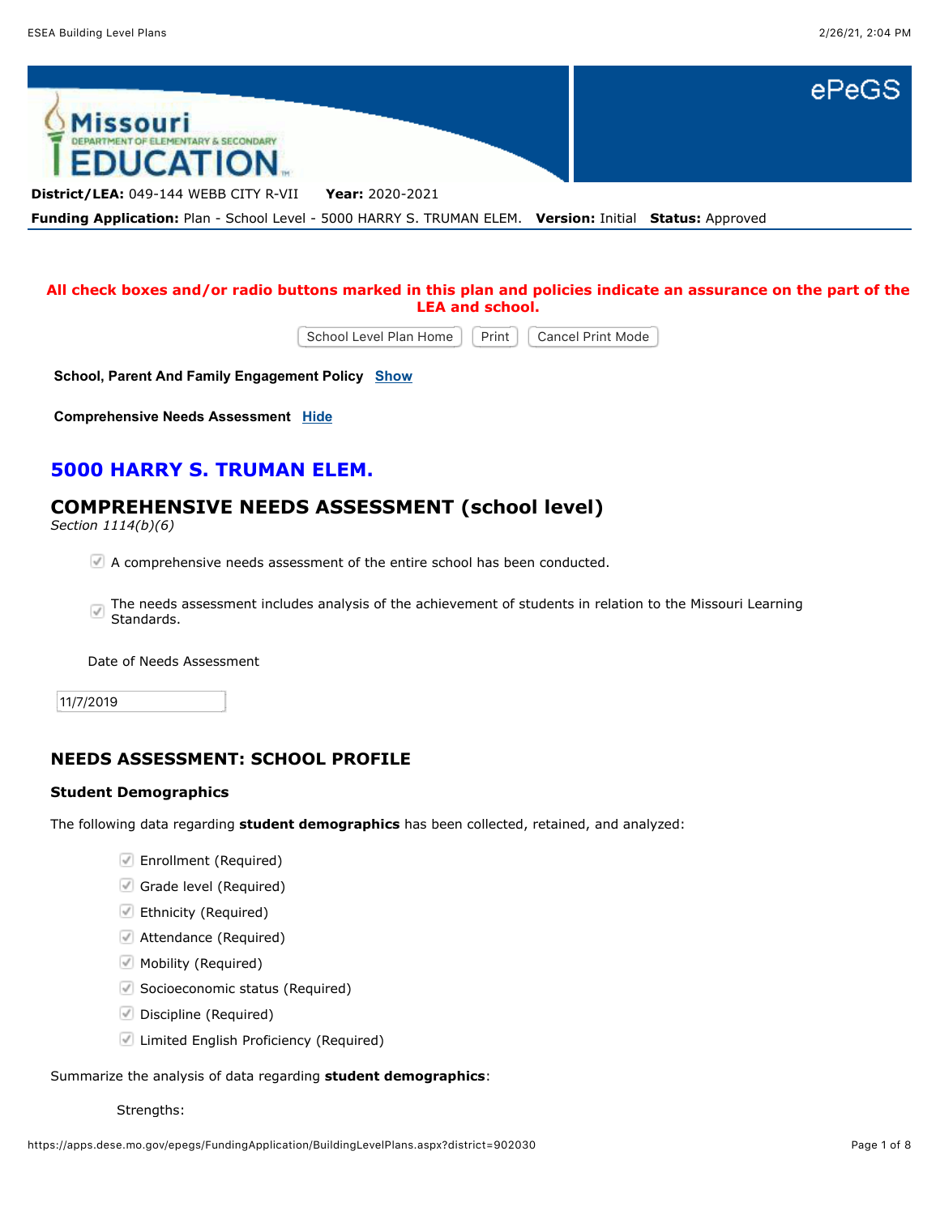**District/LEA:** 049-144 WEBB CITY R-VII **Year:** 2020-2021

**Funding Application:** Plan - School Level - 5000 HARRY S. TRUMAN ELEM. **Version:** Initial **Status:** Approved

**All check boxes and/or radio buttons marked in this plan and policies indicate an assurance on the part of the LEA and school.**

School Level Plan Home | Print | Cancel Print Mode

**School, Parent And Family Engagement Policy** Show

**Comprehensive Needs Assessment** Hide

## 5000 HARRY S. TRUMAN ELEM.

## COMPREHENSIVE NEEDS ASSESSMENT (school level)

*Section 1114(b)(6)*

- [x] A comprehensive needs assessment of the entire school has been conducted.
- [x] The needs assessment includes analysis of the achievement of students in relation to the Missouri Learning Standards.

Date of Needs Assessment

11/7/2019

### NEEDS ASSESSMENT: SCHOOL PROFILE

#### Student Demographics

The following data regarding **student demographics** has been collected, retained, and analyzed:

- [x] Enrollment (Required)
- [x] Grade level (Required)
- [x] Ethnicity (Required)
- [x] Attendance (Required)
- [x] Mobility (Required)
- [x] Socioeconomic status (Required)
- [x] Discipline (Required)
- [x] Limited English Proficiency (Required)

Summarize the analysis of data regarding **student demographics**:

Strengths: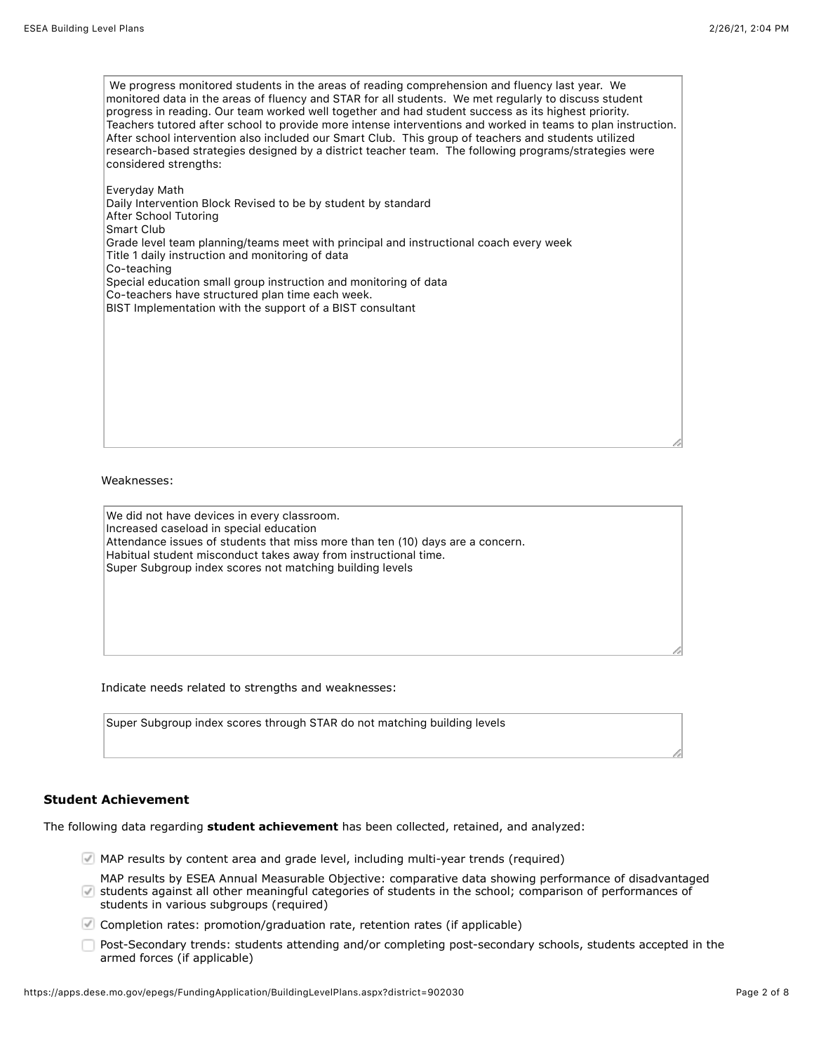We progress monitored students in the areas of reading comprehension and fluency last year. We monitored data in the areas of fluency and STAR for all students. We met regularly to discuss student progress in reading. Our team worked well together and had student success as its highest priority. Teachers tutored after school to provide more intense interventions and worked in teams to plan instruction. After school intervention also included our Smart Club. This group of teachers and students utilized research-based strategies designed by a district teacher team. The following programs/strategies were considered strengths:

Everyday Math
Daily Intervention Block Revised to be by student by standard
After School Tutoring
Smart Club
Grade level team planning/teams meet with principal and instructional coach every week
Title 1 daily instruction and monitoring of data
Co-teaching
Special education small group instruction and monitoring of data
Co-teachers have structured plan time each week.
BIST Implementation with the support of a BIST consultant

Weaknesses:

We did not have devices in every classroom.
Increased caseload in special education
Attendance issues of students that miss more than ten (10) days are a concern.
Habitual student misconduct takes away from instructional time.
Super Subgroup index scores not matching building levels

Indicate needs related to strengths and weaknesses:

Super Subgroup index scores through STAR do not matching building levels

### Student Achievement

The following data regarding **student achievement** has been collected, retained, and analyzed:

- [x] MAP results by content area and grade level, including multi-year trends (required)
- [x] MAP results by ESEA Annual Measurable Objective: comparative data showing performance of disadvantaged students against all other meaningful categories of students in the school; comparison of performances of students in various subgroups (required)
- [x] Completion rates: promotion/graduation rate, retention rates (if applicable)
- [ ] Post-Secondary trends: students attending and/or completing post-secondary schools, students accepted in the armed forces (if applicable)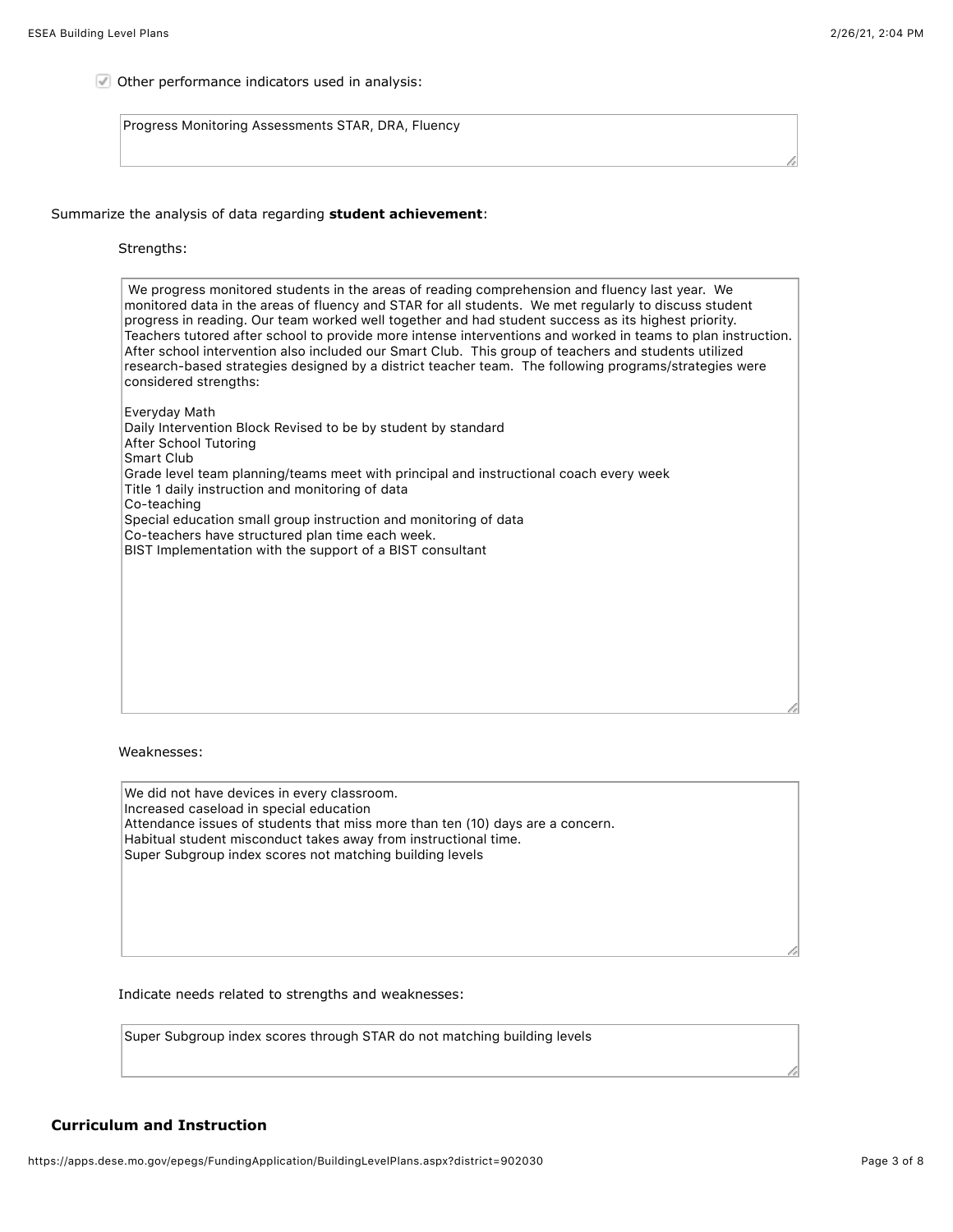☑ Other performance indicators used in analysis:

Progress Monitoring Assessments STAR, DRA, Fluency

Summarize the analysis of data regarding **student achievement**:

Strengths:

We progress monitored students in the areas of reading comprehension and fluency last year. We monitored data in the areas of fluency and STAR for all students. We met regularly to discuss student progress in reading. Our team worked well together and had student success as its highest priority. Teachers tutored after school to provide more intense interventions and worked in teams to plan instruction. After school intervention also included our Smart Club. This group of teachers and students utilized research-based strategies designed by a district teacher team. The following programs/strategies were considered strengths:

Everyday Math
Daily Intervention Block Revised to be by student by standard
After School Tutoring
Smart Club
Grade level team planning/teams meet with principal and instructional coach every week
Title 1 daily instruction and monitoring of data
Co-teaching
Special education small group instruction and monitoring of data
Co-teachers have structured plan time each week.
BIST Implementation with the support of a BIST consultant

Weaknesses:

We did not have devices in every classroom.
Increased caseload in special education
Attendance issues of students that miss more than ten (10) days are a concern.
Habitual student misconduct takes away from instructional time.
Super Subgroup index scores not matching building levels

Indicate needs related to strengths and weaknesses:

Super Subgroup index scores through STAR do not matching building levels

## Curriculum and Instruction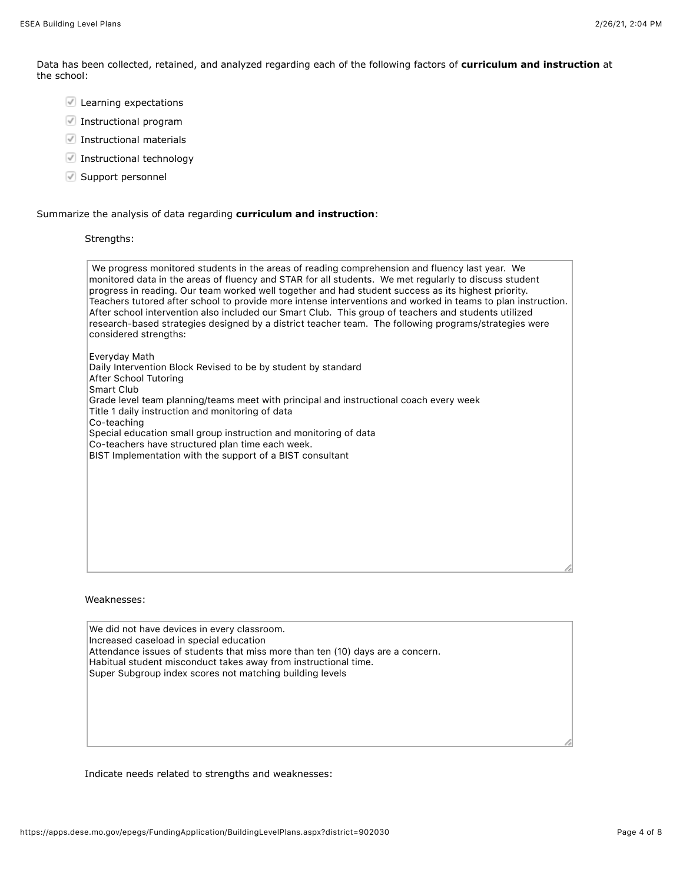Data has been collected, retained, and analyzed regarding each of the following factors of **curriculum and instruction** at the school:

- [x] Learning expectations
- [x] Instructional program
- [x] Instructional materials
- [x] Instructional technology
- [x] Support personnel

Summarize the analysis of data regarding **curriculum and instruction**:

Strengths:

We progress monitored students in the areas of reading comprehension and fluency last year. We monitored data in the areas of fluency and STAR for all students. We met regularly to discuss student progress in reading. Our team worked well together and had student success as its highest priority. Teachers tutored after school to provide more intense interventions and worked in teams to plan instruction. After school intervention also included our Smart Club. This group of teachers and students utilized research-based strategies designed by a district teacher team. The following programs/strategies were considered strengths:

Everyday Math
Daily Intervention Block Revised to be by student by standard
After School Tutoring
Smart Club
Grade level team planning/teams meet with principal and instructional coach every week
Title 1 daily instruction and monitoring of data
Co-teaching
Special education small group instruction and monitoring of data
Co-teachers have structured plan time each week.
BIST Implementation with the support of a BIST consultant

Weaknesses:

We did not have devices in every classroom.
Increased caseload in special education
Attendance issues of students that miss more than ten (10) days are a concern.
Habitual student misconduct takes away from instructional time.
Super Subgroup index scores not matching building levels

Indicate needs related to strengths and weaknesses: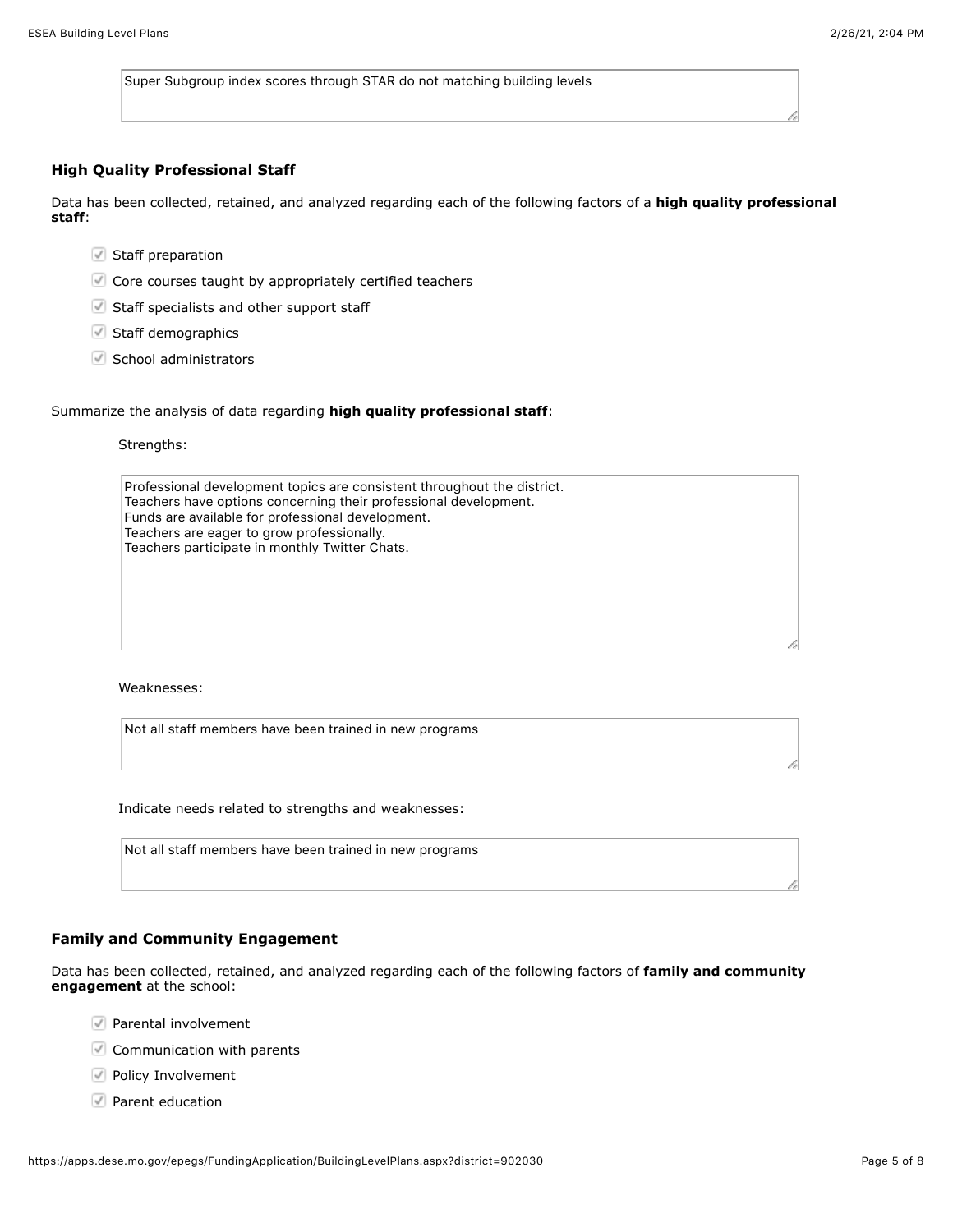Super Subgroup index scores through STAR do not matching building levels

### High Quality Professional Staff

Data has been collected, retained, and analyzed regarding each of the following factors of a **high quality professional staff**:

- ☑ Staff preparation
- ☑ Core courses taught by appropriately certified teachers
- ☑ Staff specialists and other support staff
- ☑ Staff demographics
- ☑ School administrators

Summarize the analysis of data regarding **high quality professional staff**:

Strengths:

Professional development topics are consistent throughout the district.
Teachers have options concerning their professional development.
Funds are available for professional development.
Teachers are eager to grow professionally.
Teachers participate in monthly Twitter Chats.

Weaknesses:

Not all staff members have been trained in new programs

Indicate needs related to strengths and weaknesses:

Not all staff members have been trained in new programs

### Family and Community Engagement

Data has been collected, retained, and analyzed regarding each of the following factors of **family and community engagement** at the school:

- ☑ Parental involvement
- ☑ Communication with parents
- ☑ Policy Involvement
- ☑ Parent education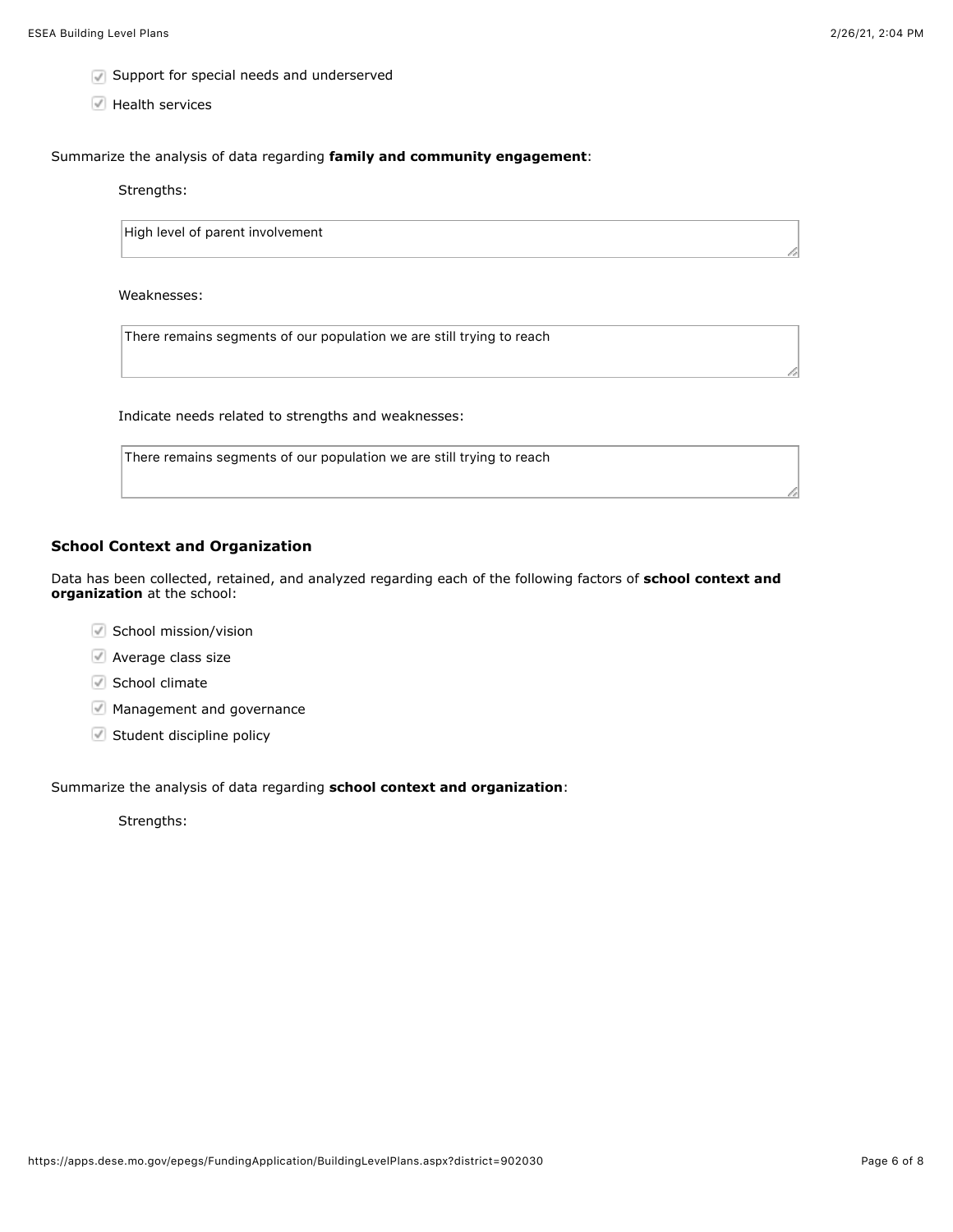- [x] Support for special needs and underserved
- [x] Health services

Summarize the analysis of data regarding **family and community engagement**:

Strengths:

High level of parent involvement

Weaknesses:

There remains segments of our population we are still trying to reach

Indicate needs related to strengths and weaknesses:

There remains segments of our population we are still trying to reach

### School Context and Organization

Data has been collected, retained, and analyzed regarding each of the following factors of **school context and organization** at the school:

- [x] School mission/vision
- [x] Average class size
- [x] School climate
- [x] Management and governance
- [x] Student discipline policy

Summarize the analysis of data regarding **school context and organization**:

Strengths: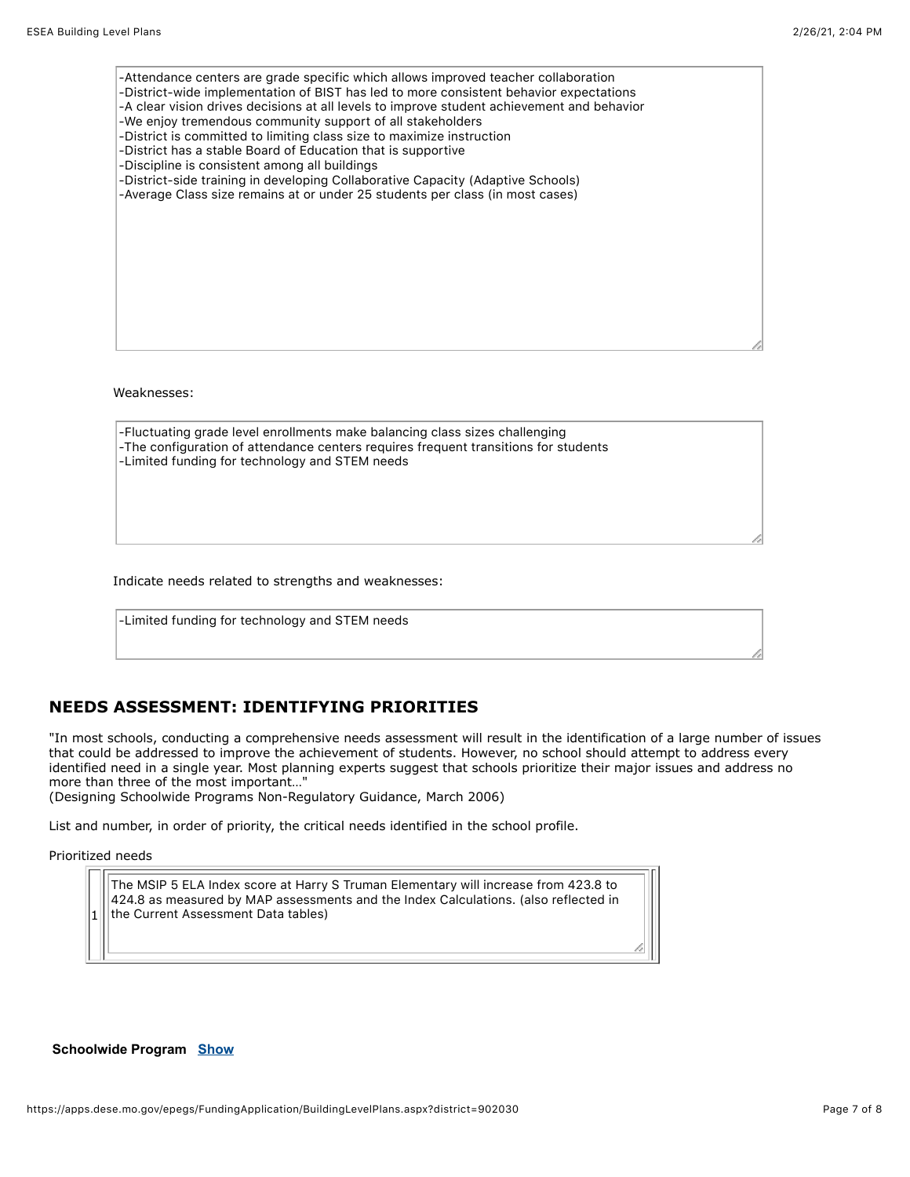-Attendance centers are grade specific which allows improved teacher collaboration
-District-wide implementation of BIST has led to more consistent behavior expectations
-A clear vision drives decisions at all levels to improve student achievement and behavior
-We enjoy tremendous community support of all stakeholders
-District is committed to limiting class size to maximize instruction
-District has a stable Board of Education that is supportive
-Discipline is consistent among all buildings
-District-side training in developing Collaborative Capacity (Adaptive Schools)
-Average Class size remains at or under 25 students per class (in most cases)

Weaknesses:

-Fluctuating grade level enrollments make balancing class sizes challenging
-The configuration of attendance centers requires frequent transitions for students
-Limited funding for technology and STEM needs

Indicate needs related to strengths and weaknesses:

-Limited funding for technology and STEM needs

## NEEDS ASSESSMENT: IDENTIFYING PRIORITIES

"In most schools, conducting a comprehensive needs assessment will result in the identification of a large number of issues that could be addressed to improve the achievement of students. However, no school should attempt to address every identified need in a single year. Most planning experts suggest that schools prioritize their major issues and address no more than three of the most important…"
(Designing Schoolwide Programs Non-Regulatory Guidance, March 2006)

List and number, in order of priority, the critical needs identified in the school profile.

Prioritized needs

| | |
|---|---|
| 1 | The MSIP 5 ELA Index score at Harry S Truman Elementary will increase from 423.8 to 424.8 as measured by MAP assessments and the Index Calculations. (also reflected in the Current Assessment Data tables) |

**Schoolwide Program** Show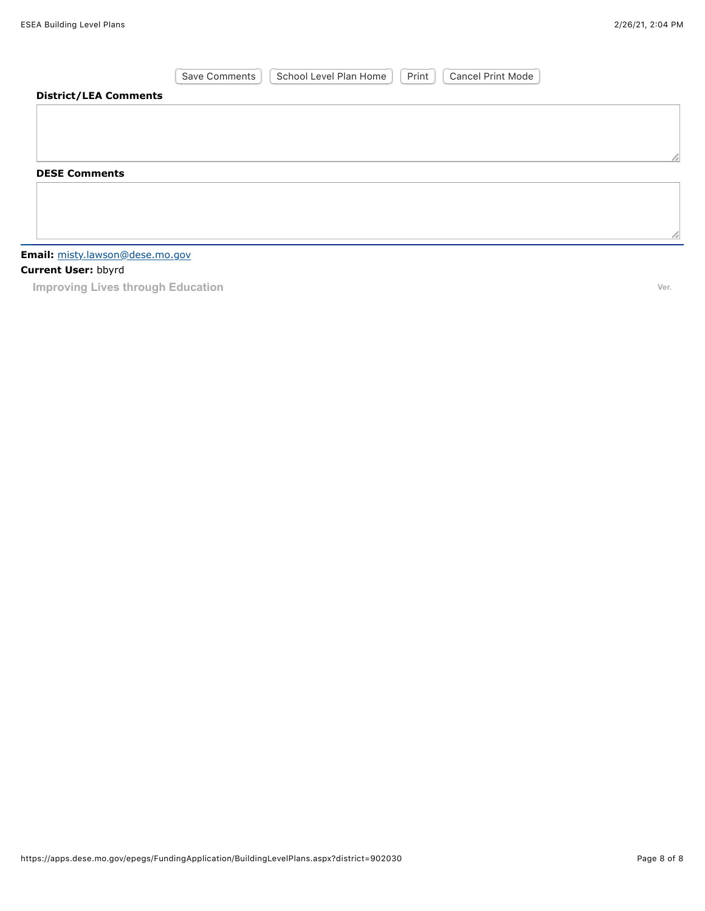Save Comments | School Level Plan Home | Print | Cancel Print Mode

**District/LEA Comments**

**DESE Comments**

---

**Email:** misty.lawson@dese.mo.gov

**Current User:** bbyrd

Improving Lives through Education

Ver.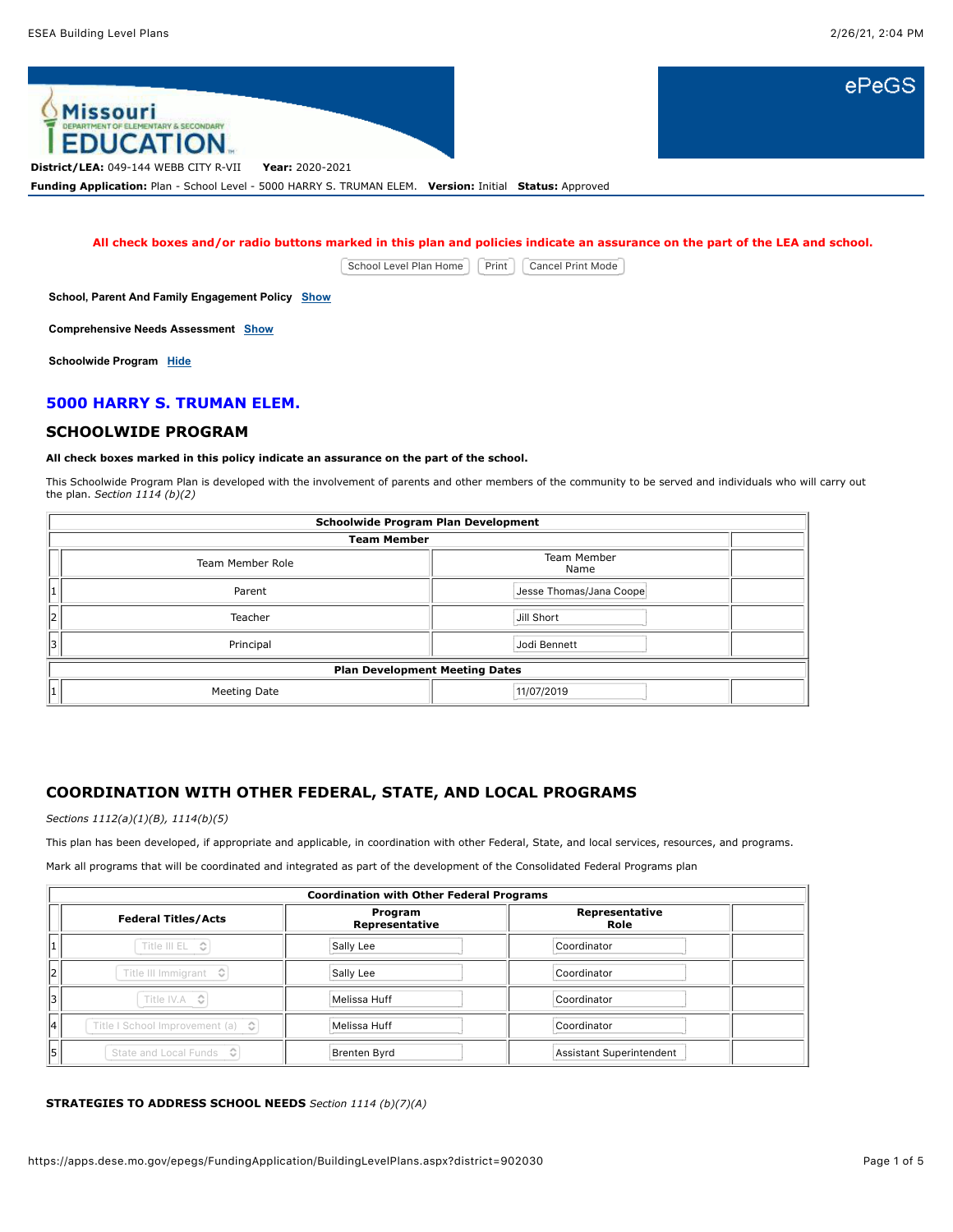**District/LEA:** 049-144 WEBB CITY R-VII **Year:** 2020-2021
**Funding Application:** Plan - School Level - 5000 HARRY S. TRUMAN ELEM. **Version:** Initial **Status:** Approved

**All check boxes and/or radio buttons marked in this plan and policies indicate an assurance on the part of the LEA and school.**

School Level Plan Home | Print | Cancel Print Mode

**School, Parent And Family Engagement Policy** Show

**Comprehensive Needs Assessment** Show

**Schoolwide Program** Hide

## 5000 HARRY S. TRUMAN ELEM.

## SCHOOLWIDE PROGRAM

**All check boxes marked in this policy indicate an assurance on the part of the school.**

This Schoolwide Program Plan is developed with the involvement of parents and other members of the community to be served and individuals who will carry out the plan. *Section 1114 (b)(2)*

| Schoolwide Program Plan Development | | |
|---|---|---|
| **Team Member** | | |
| | Team Member Role | Team Member Name |
| 1 | Parent | Jesse Thomas/Jana Coope |
| 2 | Teacher | Jill Short |
| 3 | Principal | Jodi Bennett |
| **Plan Development Meeting Dates** | | |
| 1 | Meeting Date | 11/07/2019 |

## COORDINATION WITH OTHER FEDERAL, STATE, AND LOCAL PROGRAMS

*Sections 1112(a)(1)(B), 1114(b)(5)*

This plan has been developed, if appropriate and applicable, in coordination with other Federal, State, and local services, resources, and programs.

Mark all programs that will be coordinated and integrated as part of the development of the Consolidated Federal Programs plan

| Coordination with Other Federal Programs | | | |
|---|---|---|---|
| | **Federal Titles/Acts** | **Program Representative** | **Representative Role** |
| 1 | Title III EL | Sally Lee | Coordinator |
| 2 | Title III Immigrant | Sally Lee | Coordinator |
| 3 | Title IV.A | Melissa Huff | Coordinator |
| 4 | Title I School Improvement (a) | Melissa Huff | Coordinator |
| 5 | State and Local Funds | Brenten Byrd | Assistant Superintendent |

**STRATEGIES TO ADDRESS SCHOOL NEEDS** *Section 1114 (b)(7)(A)*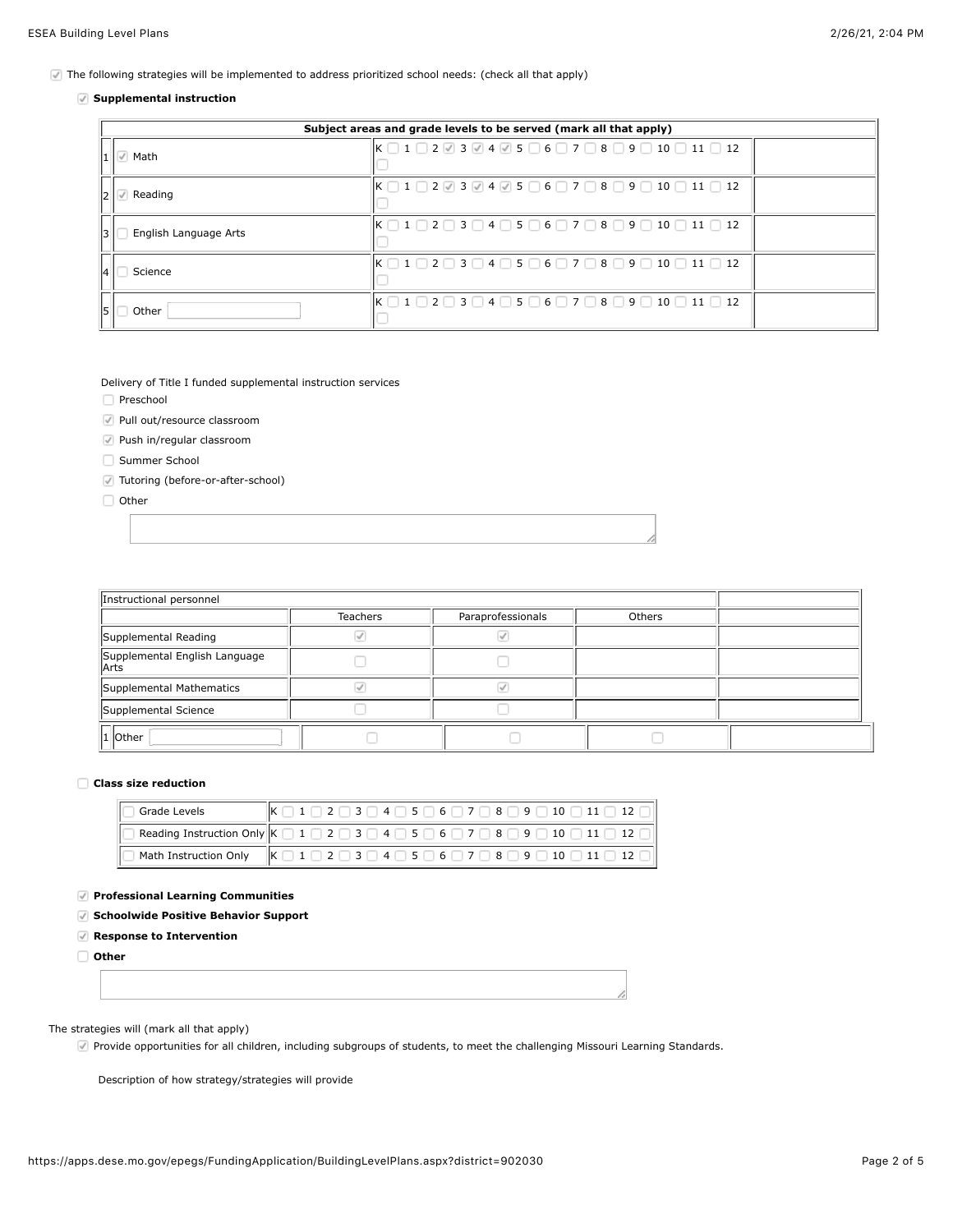☑ The following strategies will be implemented to address prioritized school needs: (check all that apply)

☑ **Supplemental instruction**

| | Subject areas and grade levels to be served (mark all that apply) | | |
|---|---|---|---|
| 1 | ☑ Math | K ☐ 1 ☐ 2 ☑ 3 ☑ 4 ☑ 5 ☐ 6 ☐ 7 ☐ 8 ☐ 9 ☐ 10 ☐ 11 ☐ 12 ☐ | |
| 2 | ☑ Reading | K ☐ 1 ☐ 2 ☑ 3 ☑ 4 ☑ 5 ☐ 6 ☐ 7 ☐ 8 ☐ 9 ☐ 10 ☐ 11 ☐ 12 ☐ | |
| 3 | ☐ English Language Arts | K ☐ 1 ☐ 2 ☐ 3 ☐ 4 ☐ 5 ☐ 6 ☐ 7 ☐ 8 ☐ 9 ☐ 10 ☐ 11 ☐ 12 ☐ | |
| 4 | ☐ Science | K ☐ 1 ☐ 2 ☐ 3 ☐ 4 ☐ 5 ☐ 6 ☐ 7 ☐ 8 ☐ 9 ☐ 10 ☐ 11 ☐ 12 ☐ | |
| 5 | ☐ Other | K ☐ 1 ☐ 2 ☐ 3 ☐ 4 ☐ 5 ☐ 6 ☐ 7 ☐ 8 ☐ 9 ☐ 10 ☐ 11 ☐ 12 ☐ | |

Delivery of Title I funded supplemental instruction services

- ☐ Preschool
- ☑ Pull out/resource classroom
- ☑ Push in/regular classroom
- ☐ Summer School
- ☑ Tutoring (before-or-after-school)
- ☐ Other

| Instructional personnel | | | | |
|---|---|---|---|---|
| | Teachers | Paraprofessionals | Others | |
| Supplemental Reading | ☑ | ☑ | | |
| Supplemental English Language Arts | ☐ | ☐ | | |
| Supplemental Mathematics | ☑ | ☑ | | |
| Supplemental Science | ☐ | ☐ | | |
| 1 Other | ☐ | ☐ | ☐ | |

☐ **Class size reduction**

| | |
|---|---|
| ☐ Grade Levels | K ☐ 1 ☐ 2 ☐ 3 ☐ 4 ☐ 5 ☐ 6 ☐ 7 ☐ 8 ☐ 9 ☐ 10 ☐ 11 ☐ 12 ☐ |
| ☐ Reading Instruction Only | K ☐ 1 ☐ 2 ☐ 3 ☐ 4 ☐ 5 ☐ 6 ☐ 7 ☐ 8 ☐ 9 ☐ 10 ☐ 11 ☐ 12 ☐ |
| ☐ Math Instruction Only | K ☐ 1 ☐ 2 ☐ 3 ☐ 4 ☐ 5 ☐ 6 ☐ 7 ☐ 8 ☐ 9 ☐ 10 ☐ 11 ☐ 12 ☐ |

☑ **Professional Learning Communities**

☑ **Schoolwide Positive Behavior Support**

☑ **Response to Intervention**

☐ **Other**

The strategies will (mark all that apply)

☑ Provide opportunities for all children, including subgroups of students, to meet the challenging Missouri Learning Standards.

Description of how strategy/strategies will provide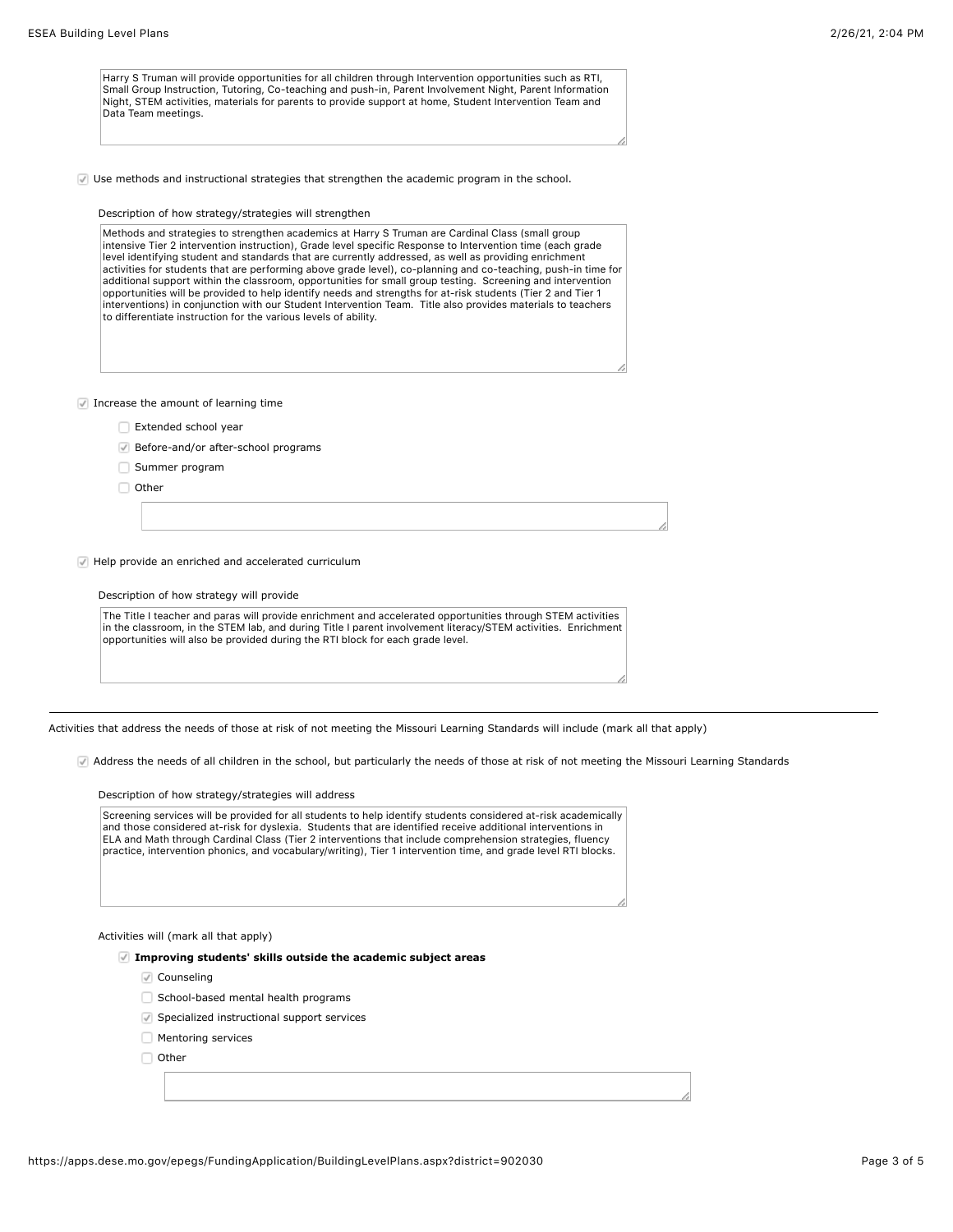Harry S Truman will provide opportunities for all children through Intervention opportunities such as RTI, Small Group Instruction, Tutoring, Co-teaching and push-in, Parent Involvement Night, Parent Information Night, STEM activities, materials for parents to provide support at home, Student Intervention Team and Data Team meetings.

- [x] Use methods and instructional strategies that strengthen the academic program in the school.

Description of how strategy/strategies will strengthen

Methods and strategies to strengthen academics at Harry S Truman are Cardinal Class (small group intensive Tier 2 intervention instruction), Grade level specific Response to Intervention time (each grade level identifying student and standards that are currently addressed, as well as providing enrichment activities for students that are performing above grade level), co-planning and co-teaching, push-in time for additional support within the classroom, opportunities for small group testing. Screening and intervention opportunities will be provided to help identify needs and strengths for at-risk students (Tier 2 and Tier 1 interventions) in conjunction with our Student Intervention Team. Title also provides materials to teachers to differentiate instruction for the various levels of ability.

- [x] Increase the amount of learning time
  - [ ] Extended school year
  - [x] Before-and/or after-school programs
  - [ ] Summer program
  - [ ] Other

- [x] Help provide an enriched and accelerated curriculum

Description of how strategy will provide

The Title I teacher and paras will provide enrichment and accelerated opportunities through STEM activities in the classroom, in the STEM lab, and during Title I parent involvement literacy/STEM activities. Enrichment opportunities will also be provided during the RTI block for each grade level.

---

Activities that address the needs of those at risk of not meeting the Missouri Learning Standards will include (mark all that apply)

- [x] Address the needs of all children in the school, but particularly the needs of those at risk of not meeting the Missouri Learning Standards

Description of how strategy/strategies will address

Screening services will be provided for all students to help identify students considered at-risk academically and those considered at-risk for dyslexia. Students that are identified receive additional interventions in ELA and Math through Cardinal Class (Tier 2 interventions that include comprehension strategies, fluency practice, intervention phonics, and vocabulary/writing), Tier 1 intervention time, and grade level RTI blocks.

Activities will (mark all that apply)

- [x] **Improving students' skills outside the academic subject areas**
  - [x] Counseling
  - [ ] School-based mental health programs
  - [x] Specialized instructional support services
  - [ ] Mentoring services
  - [ ] Other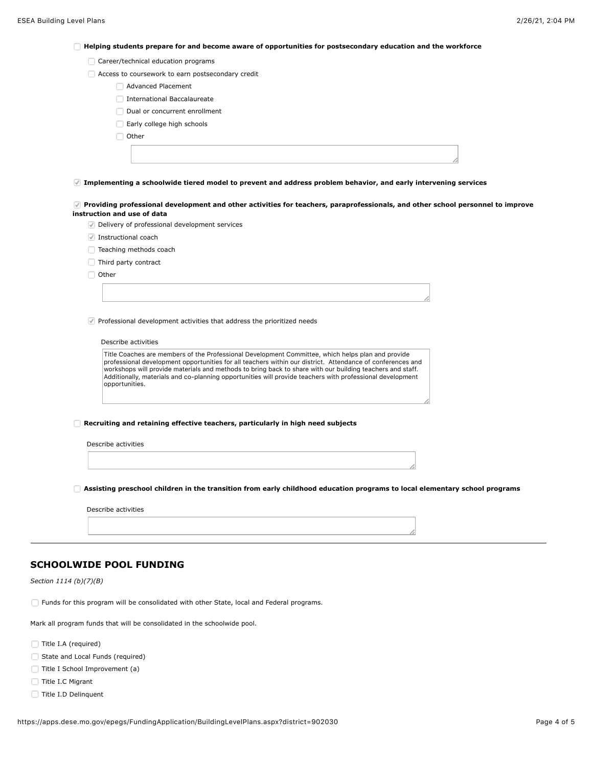- [ ] **Helping students prepare for and become aware of opportunities for postsecondary education and the workforce**
  - [ ] Career/technical education programs
  - [ ] Access to coursework to earn postsecondary credit
    - [ ] Advanced Placement
    - [ ] International Baccalaureate
    - [ ] Dual or concurrent enrollment
    - [ ] Early college high schools
    - [ ] Other

- [x] **Implementing a schoolwide tiered model to prevent and address problem behavior, and early intervening services**

- [x] **Providing professional development and other activities for teachers, paraprofessionals, and other school personnel to improve instruction and use of data**
  - [x] Delivery of professional development services
  - [x] Instructional coach
  - [ ] Teaching methods coach
  - [ ] Third party contract
  - [ ] Other

  - [x] Professional development activities that address the prioritized needs

  Describe activities

  Title Coaches are members of the Professional Development Committee, which helps plan and provide professional development opportunities for all teachers within our district. Attendance of conferences and workshops will provide materials and methods to bring back to share with our building teachers and staff. Additionally, materials and co-planning opportunities will provide teachers with professional development opportunities.

- [ ] **Recruiting and retaining effective teachers, particularly in high need subjects**

  Describe activities

- [ ] **Assisting preschool children in the transition from early childhood education programs to local elementary school programs**

  Describe activities

---

## SCHOOLWIDE POOL FUNDING

*Section 1114 (b)(7)(B)*

- [ ] Funds for this program will be consolidated with other State, local and Federal programs.

Mark all program funds that will be consolidated in the schoolwide pool.

- [ ] Title I.A (required)
- [ ] State and Local Funds (required)
- [ ] Title I School Improvement (a)
- [ ] Title I.C Migrant
- [ ] Title I.D Delinquent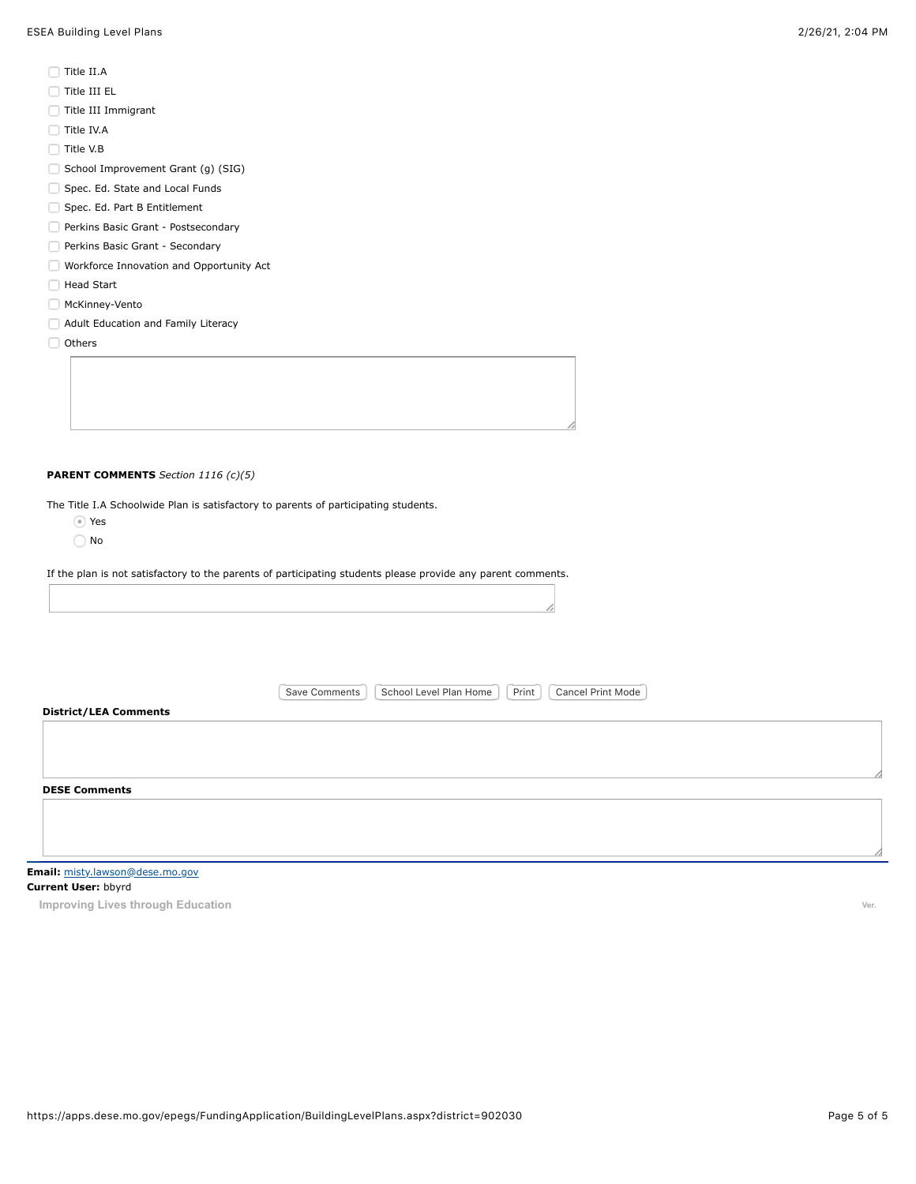- [ ] Title II.A
- [ ] Title III EL
- [ ] Title III Immigrant
- [ ] Title IV.A
- [ ] Title V.B
- [ ] School Improvement Grant (g) (SIG)
- [ ] Spec. Ed. State and Local Funds
- [ ] Spec. Ed. Part B Entitlement
- [ ] Perkins Basic Grant - Postsecondary
- [ ] Perkins Basic Grant - Secondary
- [ ] Workforce Innovation and Opportunity Act
- [ ] Head Start
- [ ] McKinney-Vento
- [ ] Adult Education and Family Literacy
- [ ] Others

**PARENT COMMENTS** *Section 1116 (c)(5)*

The Title I.A Schoolwide Plan is satisfactory to parents of participating students.

- (•) Yes
- ( ) No

If the plan is not satisfactory to the parents of participating students please provide any parent comments.

Save Comments | School Level Plan Home | Print | Cancel Print Mode

**District/LEA Comments**

**DESE Comments**

**Email:** misty.lawson@dese.mo.gov

**Current User:** bbyrd

Improving Lives through Education

Ver.